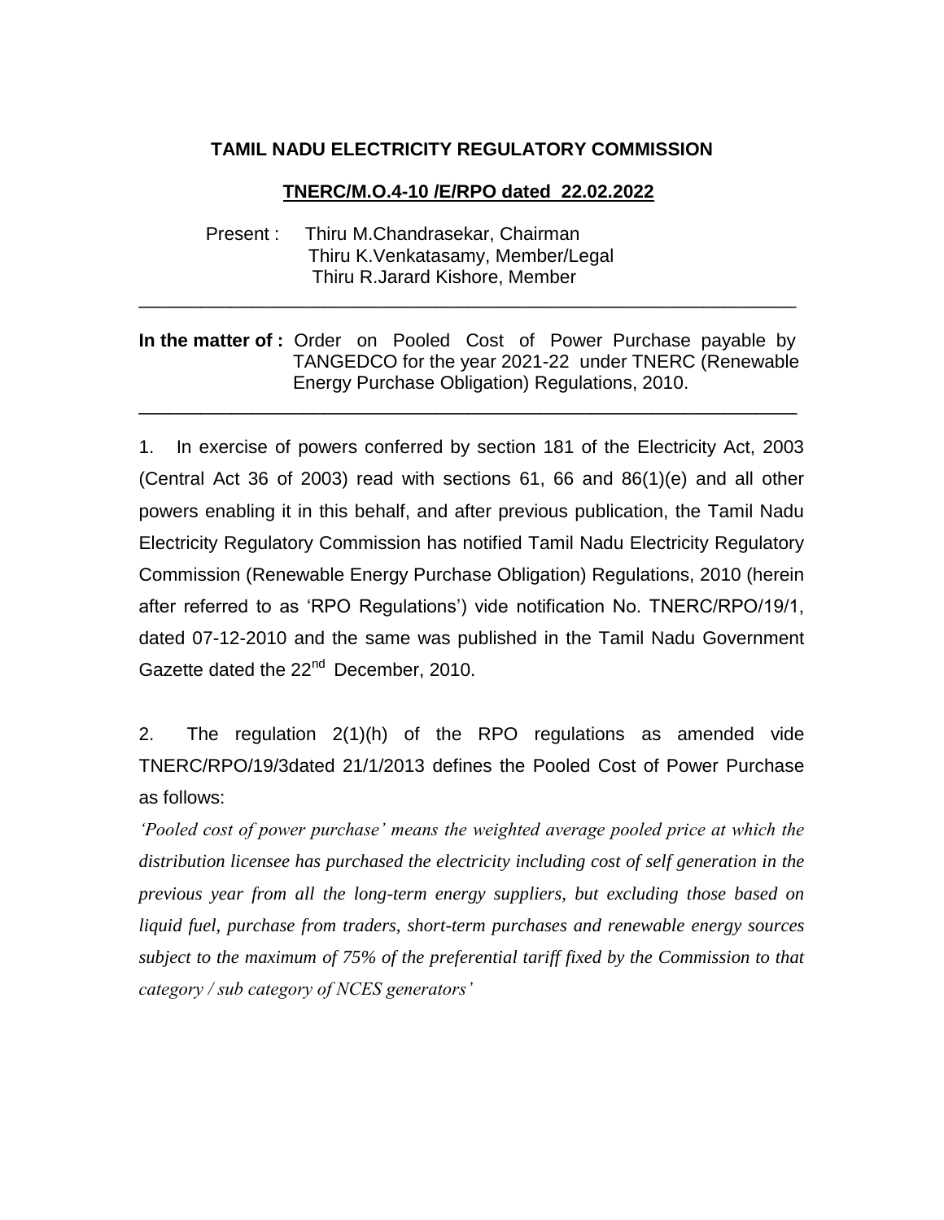**TAMIL NADU ELECTRICITY REGULATORY COMMISSION**

**TNERC/M.O.4-10 /E/RPO dated 22.02.2022**

Present : Thiru M.Chandrasekar, Chairman
Thiru K.Venkatasamy, Member/Legal
Thiru R.Jarard Kishore, Member

---

**In the matter of :** Order on Pooled Cost of Power Purchase payable by TANGEDCO for the year 2021-22 under TNERC (Renewable Energy Purchase Obligation) Regulations, 2010.

---

1. In exercise of powers conferred by section 181 of the Electricity Act, 2003 (Central Act 36 of 2003) read with sections 61, 66 and 86(1)(e) and all other powers enabling it in this behalf, and after previous publication, the Tamil Nadu Electricity Regulatory Commission has notified Tamil Nadu Electricity Regulatory Commission (Renewable Energy Purchase Obligation) Regulations, 2010 (herein after referred to as 'RPO Regulations') vide notification No. TNERC/RPO/19/1, dated 07-12-2010 and the same was published in the Tamil Nadu Government Gazette dated the 22nd December, 2010.

2. The regulation 2(1)(h) of the RPO regulations as amended vide TNERC/RPO/19/3dated 21/1/2013 defines the Pooled Cost of Power Purchase as follows:

*'Pooled cost of power purchase' means the weighted average pooled price at which the distribution licensee has purchased the electricity including cost of self generation in the previous year from all the long-term energy suppliers, but excluding those based on liquid fuel, purchase from traders, short-term purchases and renewable energy sources subject to the maximum of 75% of the preferential tariff fixed by the Commission to that category / sub category of NCES generators'*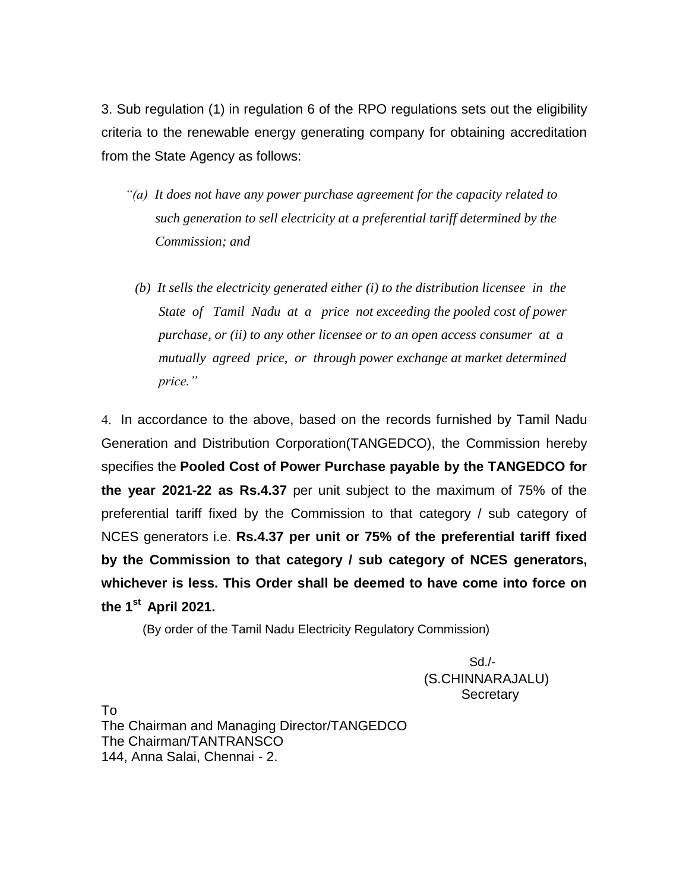3. Sub regulation (1) in regulation 6 of the RPO regulations sets out the eligibility criteria to the renewable energy generating company for obtaining accreditation from the State Agency as follows:

> *"(a) It does not have any power purchase agreement for the capacity related to such generation to sell electricity at a preferential tariff determined by the Commission; and*
>
> *(b) It sells the electricity generated either (i) to the distribution licensee in the State of Tamil Nadu at a price not exceeding the pooled cost of power purchase, or (ii) to any other licensee or to an open access consumer at a mutually agreed price, or through power exchange at market determined price."*

4. In accordance to the above, based on the records furnished by Tamil Nadu Generation and Distribution Corporation(TANGEDCO), the Commission hereby specifies the **Pooled Cost of Power Purchase payable by the TANGEDCO for the year 2021-22 as Rs.4.37** per unit subject to the maximum of 75% of the preferential tariff fixed by the Commission to that category / sub category of NCES generators i.e. **Rs.4.37 per unit or 75% of the preferential tariff fixed by the Commission to that category / sub category of NCES generators, whichever is less. This Order shall be deemed to have come into force on the 1st April 2021.**

(By order of the Tamil Nadu Electricity Regulatory Commission)

Sd./-
(S.CHINNARAJALU)
Secretary

To
The Chairman and Managing Director/TANGEDCO
The Chairman/TANTRANSCO
144, Anna Salai, Chennai - 2.